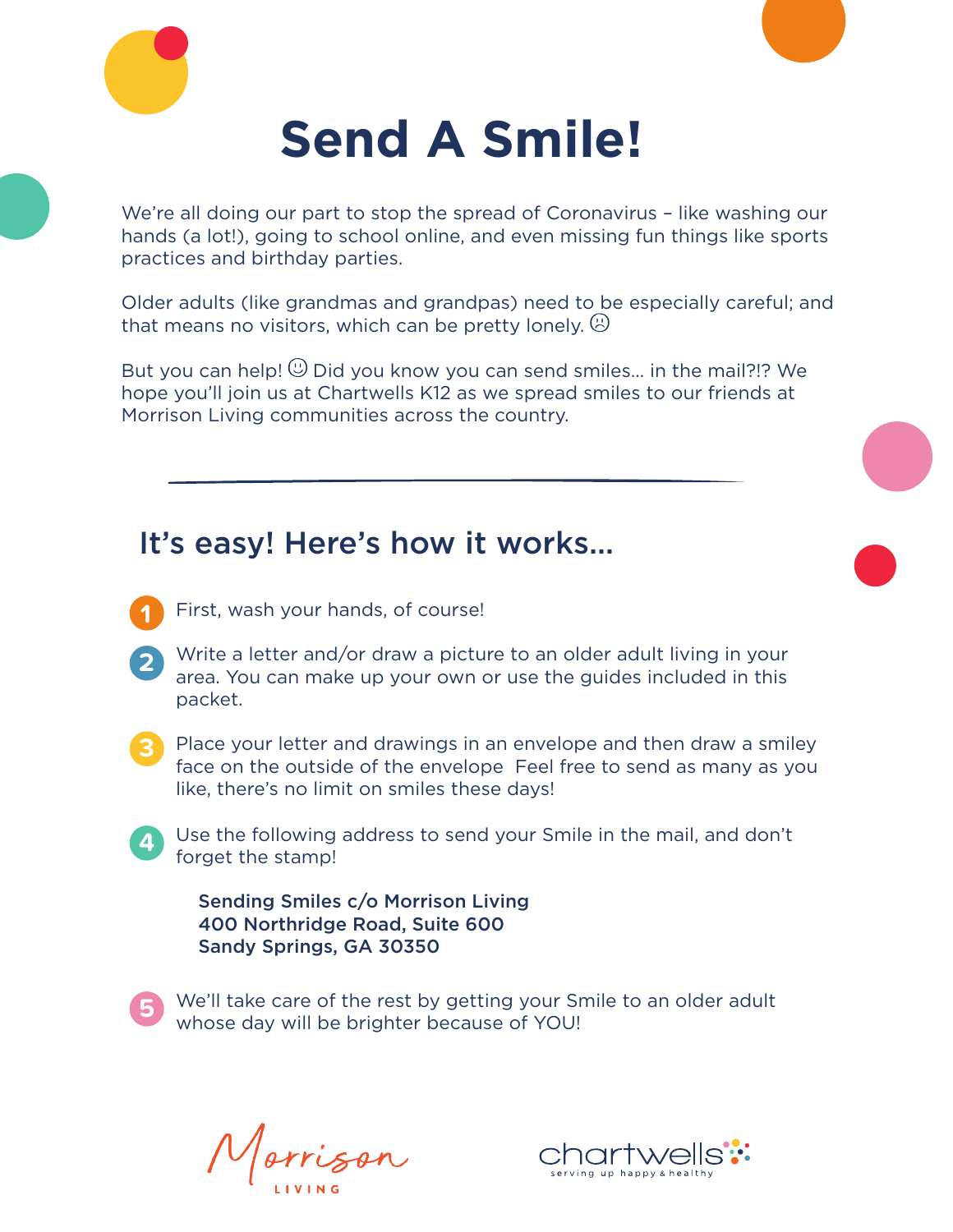# Send A Smile!

We're all doing our part to stop the spread of Coronavirus – like washing our hands (a lot!), going to school online, and even missing fun things like sports practices and birthday parties.

Older adults (like grandmas and grandpas) need to be especially careful; and that means no visitors, which can be pretty lonely. ☹

But you can help! ☺ Did you know you can send smiles... in the mail?!? We hope you'll join us at Chartwells K12 as we spread smiles to our friends at Morrison Living communities across the country.

---

## It's easy! Here's how it works...

1. First, wash your hands, of course!
2. Write a letter and/or draw a picture to an older adult living in your area. You can make up your own or use the guides included in this packet.
3. Place your letter and drawings in an envelope and then draw a smiley face on the outside of the envelope Feel free to send as many as you like, there's no limit on smiles these days!
4. Use the following address to send your Smile in the mail, and don't forget the stamp!

   **Sending Smiles c/o Morrison Living**
   **400 Northridge Road, Suite 600**
   **Sandy Springs, GA 30350**

5. We'll take care of the rest by getting your Smile to an older adult whose day will be brighter because of YOU!

Morrison LIVING

chartwells serving up happy & healthy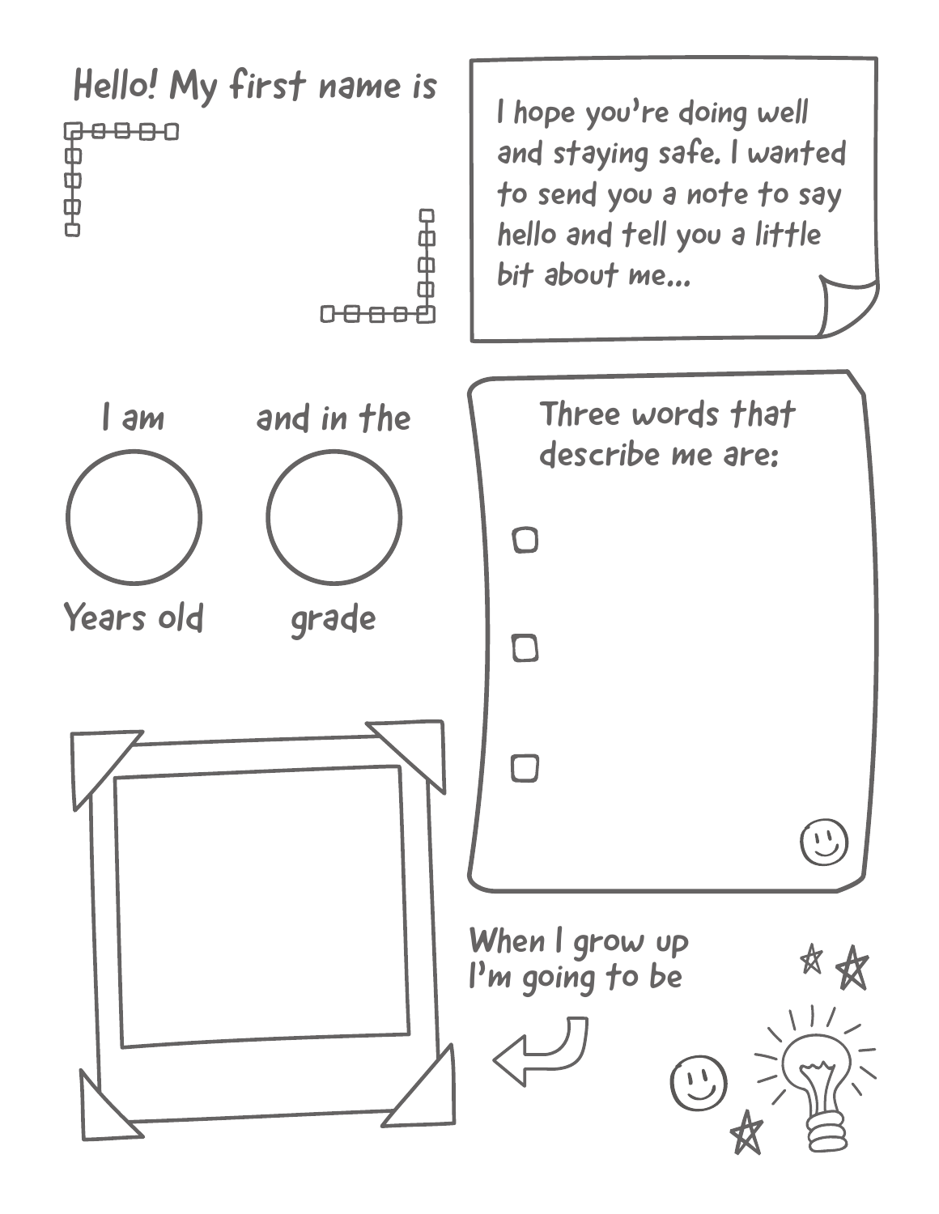Hello! My first name is

I hope you're doing well and staying safe. I wanted to send you a note to say hello and tell you a little bit about me...

I am

Years old

and in the

grade

Three words that describe me are:

- [ ] 
- [ ] 
- [ ] 

When I grow up I'm going to be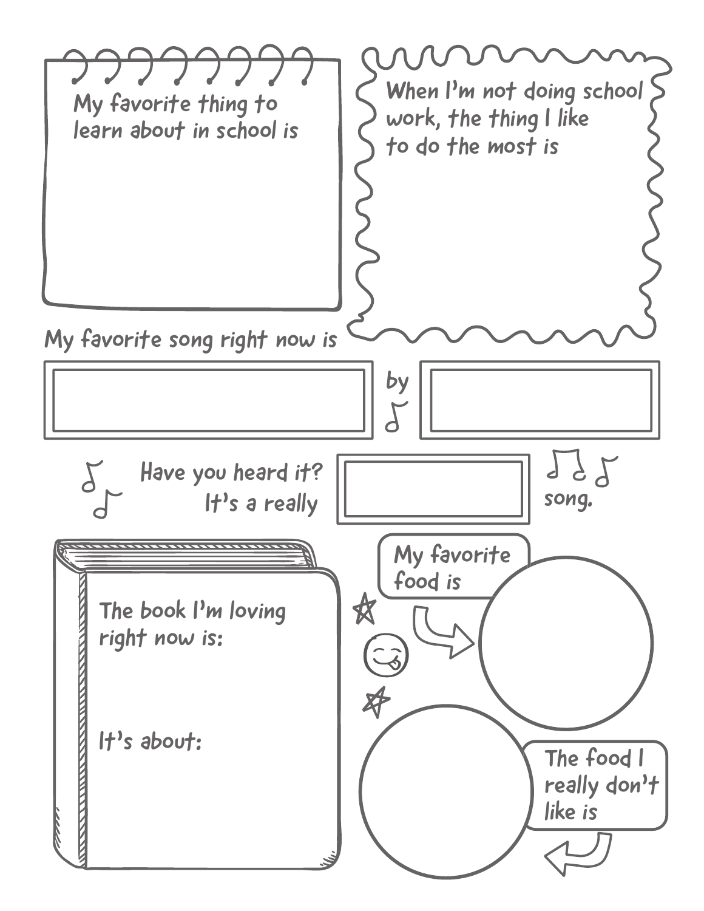My favorite thing to learn about in school is

When I'm not doing school work, the thing I like to do the most is

My favorite song right now is ____________ by ____________

Have you heard it? It's a really ____________ song.

The book I'm loving right now is:

It's about:

My favorite food is

The food I really don't like is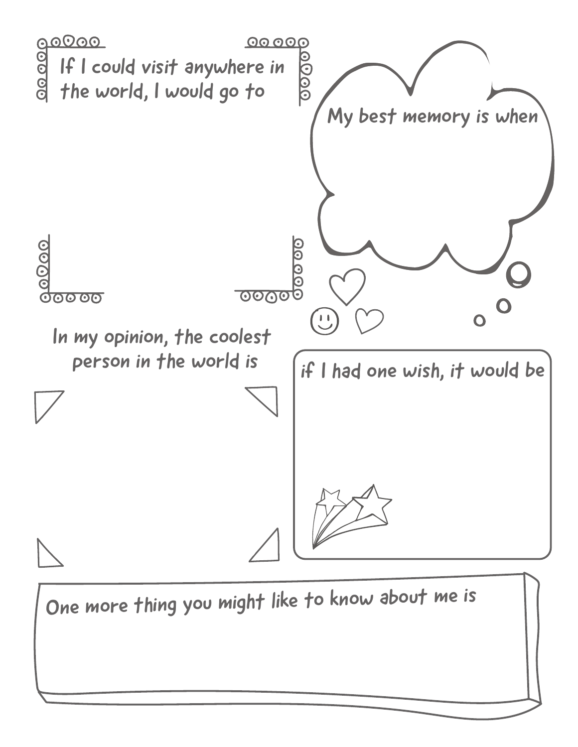If I could visit anywhere in the world, I would go to

My best memory is when

In my opinion, the coolest person in the world is

if I had one wish, it would be

One more thing you might like to know about me is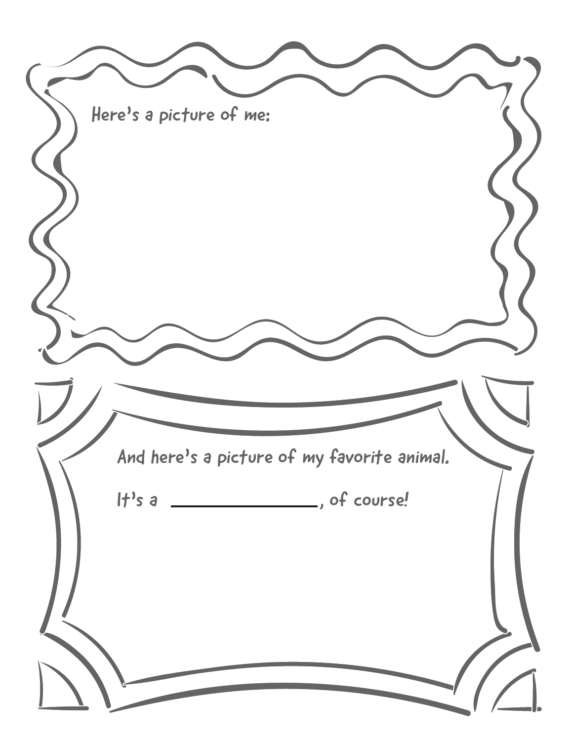Here's a picture of me:

And here's a picture of my favorite animal.

It's a ________________, of course!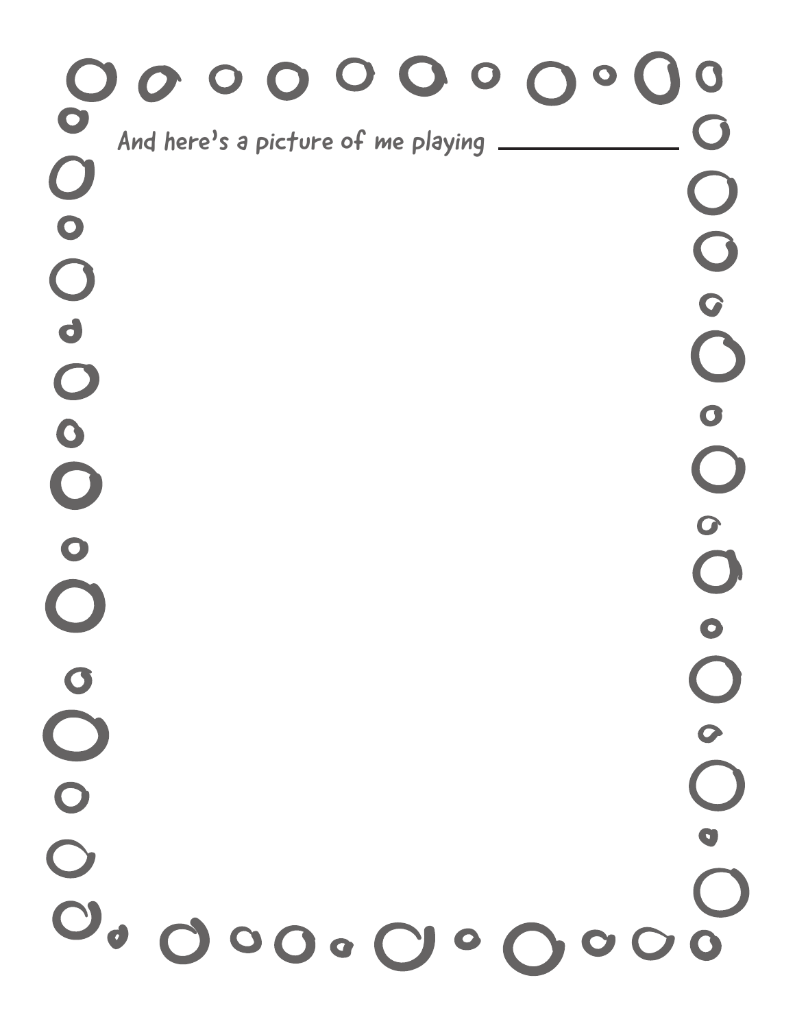And here's a picture of me playing \_\_\_\_\_\_\_\_\_\_\_\_\_\_\_\_\_\_

And here's a picture of me playing ________________